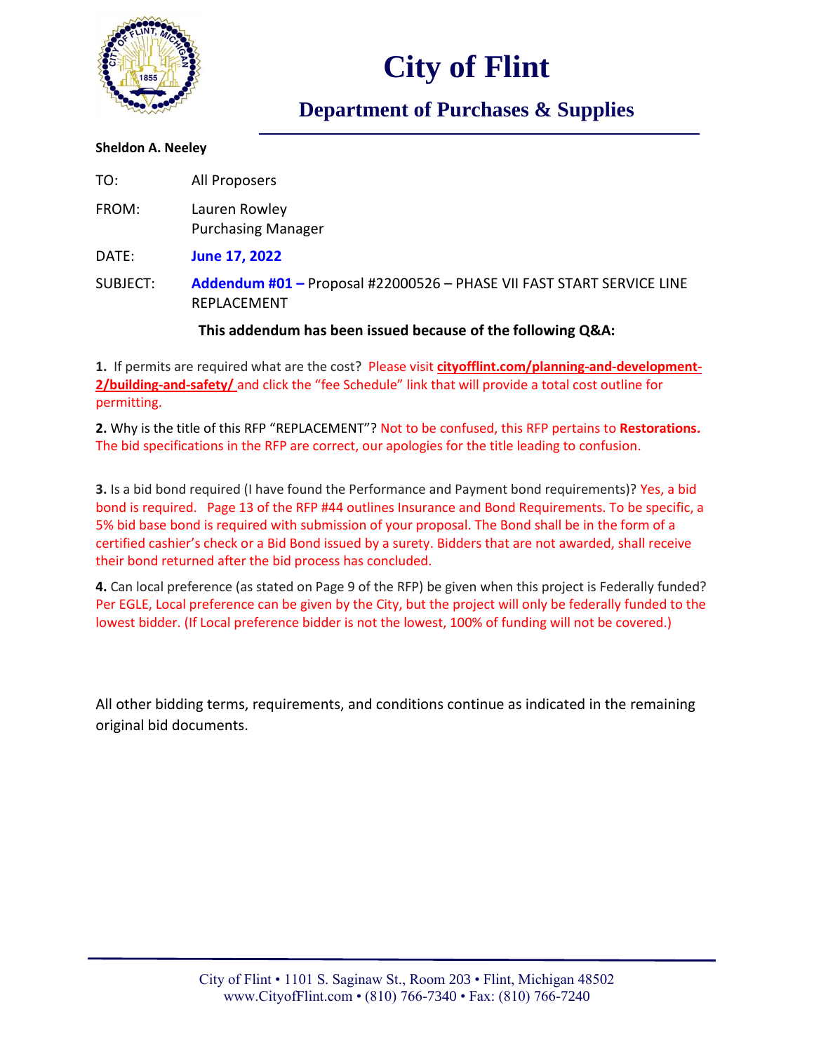# City of Flint

## Department of Purchases & Supplies

**Sheldon A. Neeley**

TO: All Proposers

FROM: Lauren Rowley
Purchasing Manager

DATE: **June 17, 2022**

SUBJECT: **Addendum #01 –** Proposal #22000526 – PHASE VII FAST START SERVICE LINE REPLACEMENT

**This addendum has been issued because of the following Q&A:**

**1.** If permits are required what are the cost? Please visit **cityofflint.com/planning-and-development-2/building-and-safety/** and click the "fee Schedule" link that will provide a total cost outline for permitting.

**2.** Why is the title of this RFP "REPLACEMENT"? Not to be confused, this RFP pertains to **Restorations.** The bid specifications in the RFP are correct, our apologies for the title leading to confusion.

**3.** Is a bid bond required (I have found the Performance and Payment bond requirements)? Yes, a bid bond is required. Page 13 of the RFP #44 outlines Insurance and Bond Requirements. To be specific, a 5% bid base bond is required with submission of your proposal. The Bond shall be in the form of a certified cashier's check or a Bid Bond issued by a surety. Bidders that are not awarded, shall receive their bond returned after the bid process has concluded.

**4.** Can local preference (as stated on Page 9 of the RFP) be given when this project is Federally funded? Per EGLE, Local preference can be given by the City, but the project will only be federally funded to the lowest bidder. (If Local preference bidder is not the lowest, 100% of funding will not be covered.)

All other bidding terms, requirements, and conditions continue as indicated in the remaining original bid documents.

City of Flint • 1101 S. Saginaw St., Room 203 • Flint, Michigan 48502
www.CityofFlint.com • (810) 766-7340 • Fax: (810) 766-7240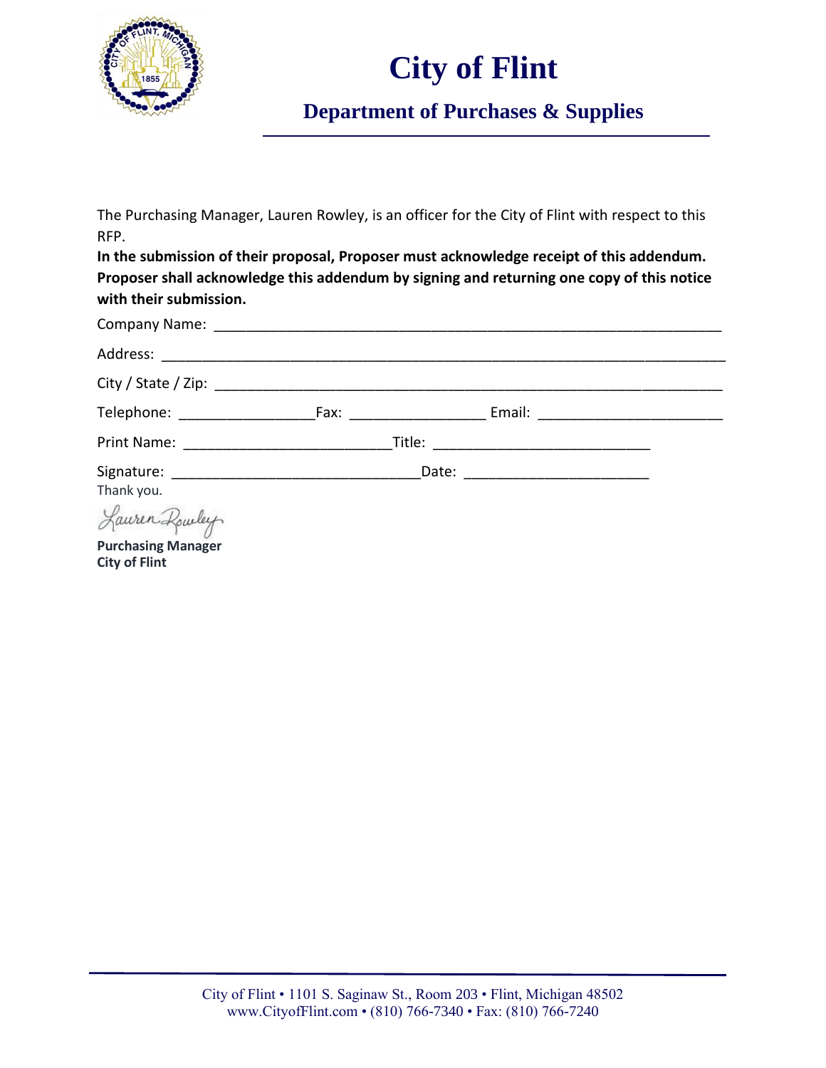# City of Flint

## Department of Purchases & Supplies

The Purchasing Manager, Lauren Rowley, is an officer for the City of Flint with respect to this RFP.

**In the submission of their proposal, Proposer must acknowledge receipt of this addendum. Proposer shall acknowledge this addendum by signing and returning one copy of this notice with their submission.**

Company Name: ___________________________________________________________________

Address: _______________________________________________________________________

City / State / Zip: _______________________________________________________________

Telephone: _________________ Fax: _________________ Email: _______________________

Print Name: __________________________ Title: ___________________________

Signature: _______________________________ Date: _______________________

Thank you.

Lauren Rowley

**Purchasing Manager**
**City of Flint**

City of Flint • 1101 S. Saginaw St., Room 203 • Flint, Michigan 48502
www.CityofFlint.com • (810) 766-7340 • Fax: (810) 766-7240